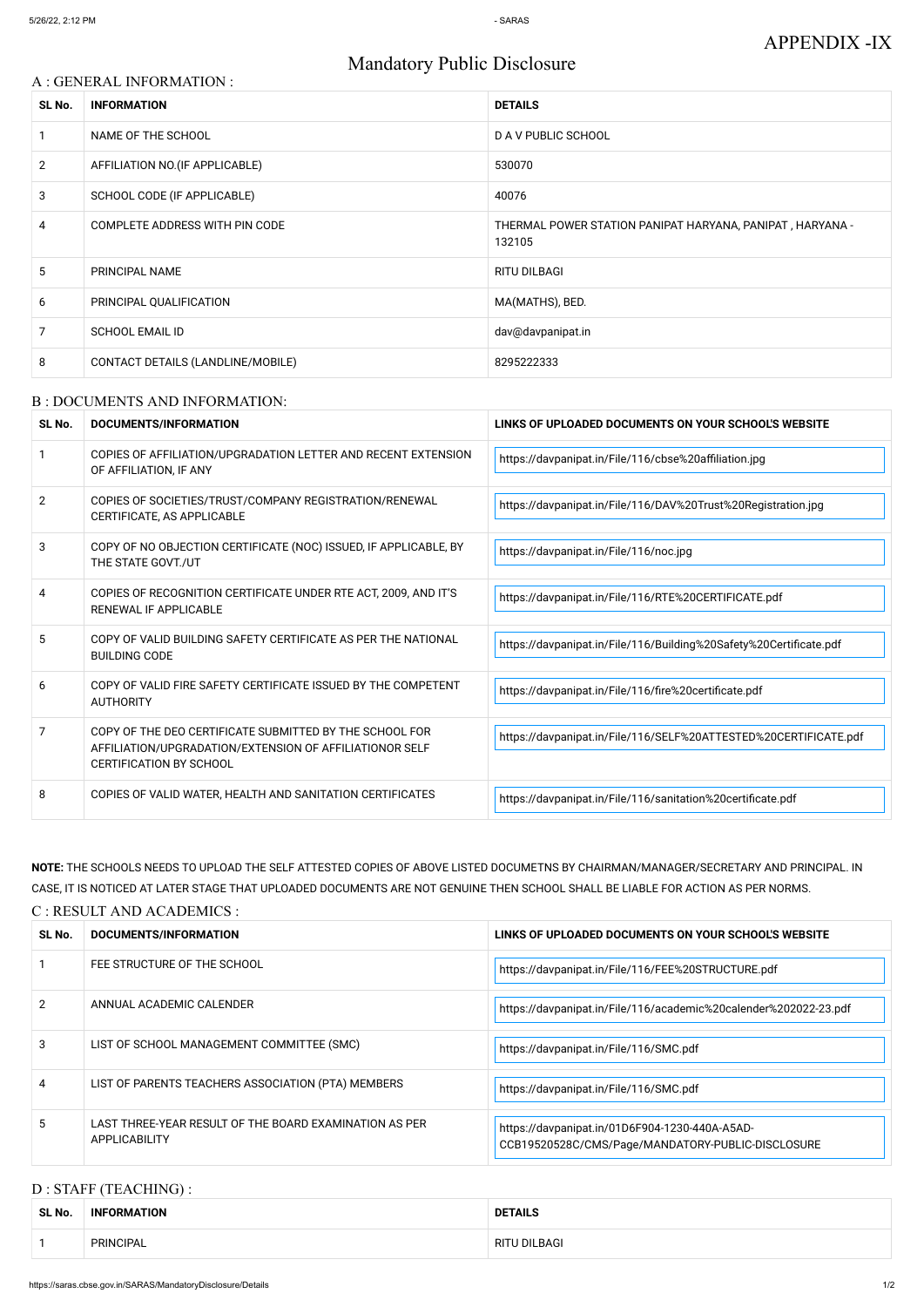# APPENDIX -IX

## Mandatory Public Disclosure

### A : GENERAL INFORMATION :

| SL No. | INFORMATION | DETAILS |
|---|---|---|
| 1 | NAME OF THE SCHOOL | D A V PUBLIC SCHOOL |
| 2 | AFFILIATION NO.(IF APPLICABLE) | 530070 |
| 3 | SCHOOL CODE (IF APPLICABLE) | 40076 |
| 4 | COMPLETE ADDRESS WITH PIN CODE | THERMAL POWER STATION PANIPAT HARYANA, PANIPAT , HARYANA - 132105 |
| 5 | PRINCIPAL NAME | RITU DILBAGI |
| 6 | PRINCIPAL QUALIFICATION | MA(MATHS), BED. |
| 7 | SCHOOL EMAIL ID | dav@davpanipat.in |
| 8 | CONTACT DETAILS (LANDLINE/MOBILE) | 8295222333 |

### B : DOCUMENTS AND INFORMATION:

| SL No. | DOCUMENTS/INFORMATION | LINKS OF UPLOADED DOCUMENTS ON YOUR SCHOOL'S WEBSITE |
|---|---|---|
| 1 | COPIES OF AFFILIATION/UPGRADATION LETTER AND RECENT EXTENSION OF AFFILIATION, IF ANY | https://davpanipat.in/File/116/cbse%20affiliation.jpg |
| 2 | COPIES OF SOCIETIES/TRUST/COMPANY REGISTRATION/RENEWAL CERTIFICATE, AS APPLICABLE | https://davpanipat.in/File/116/DAV%20Trust%20Registration.jpg |
| 3 | COPY OF NO OBJECTION CERTIFICATE (NOC) ISSUED, IF APPLICABLE, BY THE STATE GOVT./UT | https://davpanipat.in/File/116/noc.jpg |
| 4 | COPIES OF RECOGNITION CERTIFICATE UNDER RTE ACT, 2009, AND IT'S RENEWAL IF APPLICABLE | https://davpanipat.in/File/116/RTE%20CERTIFICATE.pdf |
| 5 | COPY OF VALID BUILDING SAFETY CERTIFICATE AS PER THE NATIONAL BUILDING CODE | https://davpanipat.in/File/116/Building%20Safety%20Certificate.pdf |
| 6 | COPY OF VALID FIRE SAFETY CERTIFICATE ISSUED BY THE COMPETENT AUTHORITY | https://davpanipat.in/File/116/fire%20certificate.pdf |
| 7 | COPY OF THE DEO CERTIFICATE SUBMITTED BY THE SCHOOL FOR AFFILIATION/UPGRADATION/EXTENSION OF AFFILIATIONOR SELF CERTIFICATION BY SCHOOL | https://davpanipat.in/File/116/SELF%20ATTESTED%20CERTIFICATE.pdf |
| 8 | COPIES OF VALID WATER, HEALTH AND SANITATION CERTIFICATES | https://davpanipat.in/File/116/sanitation%20certificate.pdf |

**NOTE:** THE SCHOOLS NEEDS TO UPLOAD THE SELF ATTESTED COPIES OF ABOVE LISTED DOCUMETNS BY CHAIRMAN/MANAGER/SECRETARY AND PRINCIPAL. IN CASE, IT IS NOTICED AT LATER STAGE THAT UPLOADED DOCUMENTS ARE NOT GENUINE THEN SCHOOL SHALL BE LIABLE FOR ACTION AS PER NORMS.

### C : RESULT AND ACADEMICS :

| SL No. | DOCUMENTS/INFORMATION | LINKS OF UPLOADED DOCUMENTS ON YOUR SCHOOL'S WEBSITE |
|---|---|---|
| 1 | FEE STRUCTURE OF THE SCHOOL | https://davpanipat.in/File/116/FEE%20STRUCTURE.pdf |
| 2 | ANNUAL ACADEMIC CALENDER | https://davpanipat.in/File/116/academic%20calender%202022-23.pdf |
| 3 | LIST OF SCHOOL MANAGEMENT COMMITTEE (SMC) | https://davpanipat.in/File/116/SMC.pdf |
| 4 | LIST OF PARENTS TEACHERS ASSOCIATION (PTA) MEMBERS | https://davpanipat.in/File/116/SMC.pdf |
| 5 | LAST THREE-YEAR RESULT OF THE BOARD EXAMINATION AS PER APPLICABILITY | https://davpanipat.in/01D6F904-1230-440A-A5AD-CCB19520528C/CMS/Page/MANDATORY-PUBLIC-DISCLOSURE |

### D : STAFF (TEACHING) :

| SL No. | INFORMATION | DETAILS |
|---|---|---|
| 1 | PRINCIPAL | RITU DILBAGI |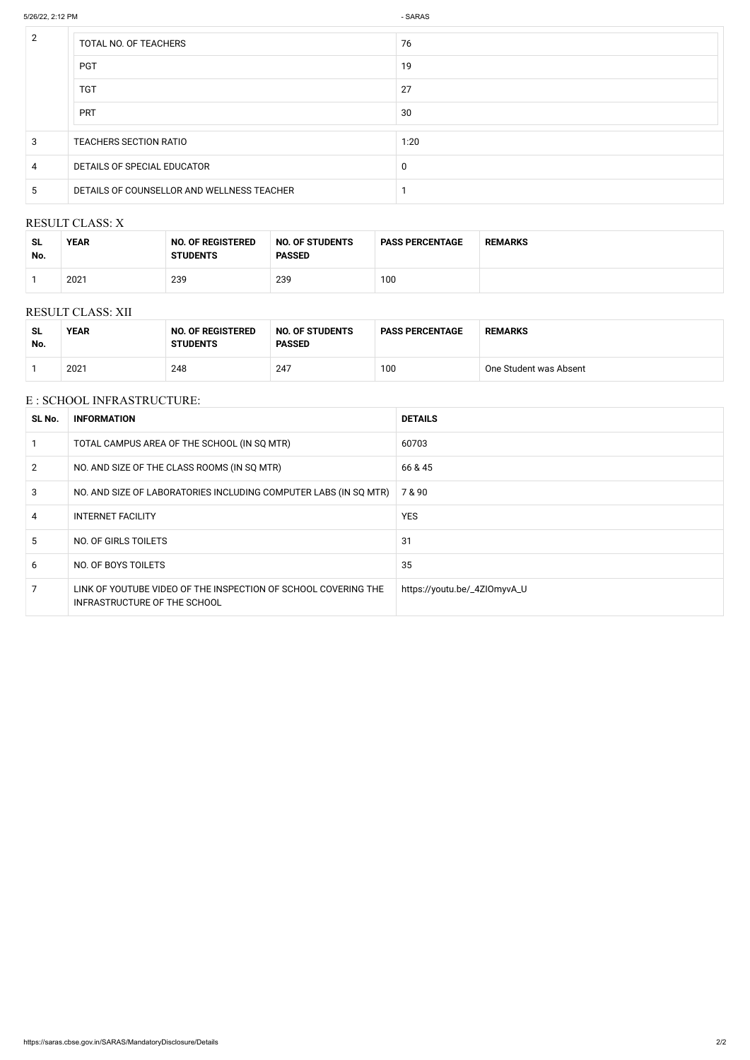| | | |
|---|---|---|
| 2 | TOTAL NO. OF TEACHERS | 76 |
| | PGT | 19 |
| | TGT | 27 |
| | PRT | 30 |
| 3 | TEACHERS SECTION RATIO | 1:20 |
| 4 | DETAILS OF SPECIAL EDUCATOR | 0 |
| 5 | DETAILS OF COUNSELLOR AND WELLNESS TEACHER | 1 |

## RESULT CLASS: X

| SL No. | YEAR | NO. OF REGISTERED STUDENTS | NO. OF STUDENTS PASSED | PASS PERCENTAGE | REMARKS |
|---|---|---|---|---|---|
| 1 | 2021 | 239 | 239 | 100 | |

## RESULT CLASS: XII

| SL No. | YEAR | NO. OF REGISTERED STUDENTS | NO. OF STUDENTS PASSED | PASS PERCENTAGE | REMARKS |
|---|---|---|---|---|---|
| 1 | 2021 | 248 | 247 | 100 | One Student was Absent |

## E : SCHOOL INFRASTRUCTURE:

| SL No. | INFORMATION | DETAILS |
|---|---|---|
| 1 | TOTAL CAMPUS AREA OF THE SCHOOL (IN SQ MTR) | 60703 |
| 2 | NO. AND SIZE OF THE CLASS ROOMS (IN SQ MTR) | 66 & 45 |
| 3 | NO. AND SIZE OF LABORATORIES INCLUDING COMPUTER LABS (IN SQ MTR) | 7 & 90 |
| 4 | INTERNET FACILITY | YES |
| 5 | NO. OF GIRLS TOILETS | 31 |
| 6 | NO. OF BOYS TOILETS | 35 |
| 7 | LINK OF YOUTUBE VIDEO OF THE INSPECTION OF SCHOOL COVERING THE INFRASTRUCTURE OF THE SCHOOL | https://youtu.be/_4ZIOmyvA_U |